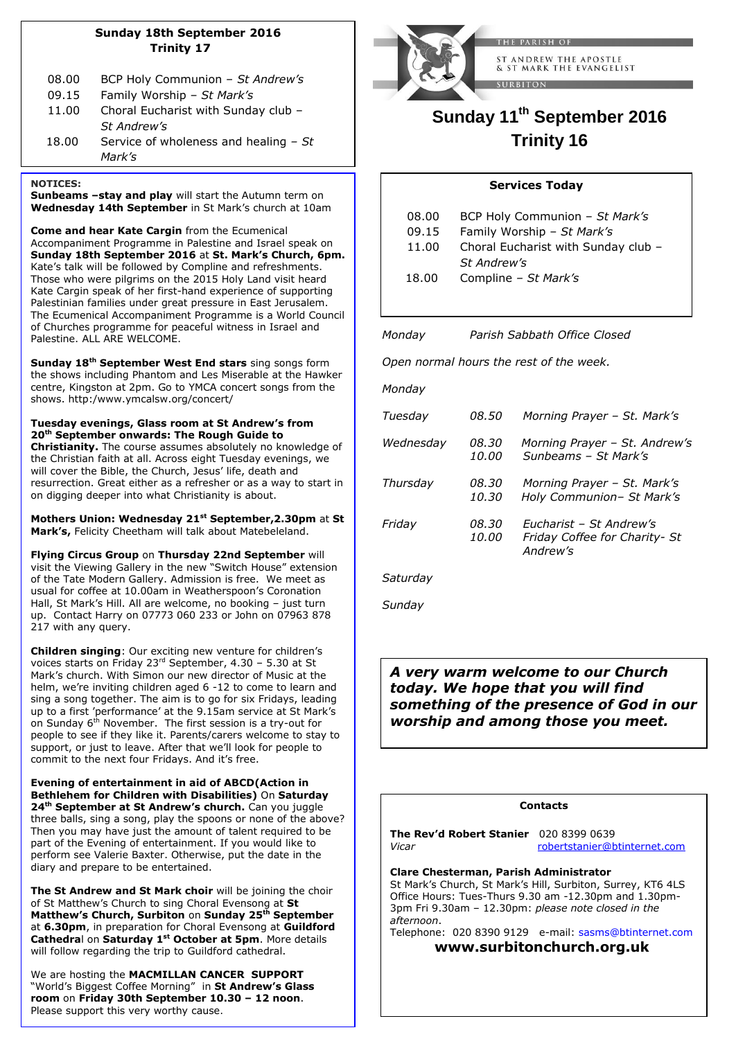THE PARISH OF

ST ANDREW THE APOSTLE & ST MARK THE EVANGELIST

SURBITON

# Sunday 11th September 2016
# Trinity 16

**Services Today**

| | |
|---|---|
| 08.00 | BCP Holy Communion – *St Mark's* |
| 09.15 | Family Worship – *St Mark's* |
| 11.00 | Choral Eucharist with Sunday club – *St Andrew's* |
| 18.00 | Compline – *St Mark's* |

*Monday* *Parish Sabbath Office Closed*

*Open normal hours the rest of the week.*

| | | |
|---|---|---|
| *Monday* | | |
| *Tuesday* | *08.50* | *Morning Prayer – St. Mark's* |
| *Wednesday* | *08.30*<br>*10.00* | *Morning Prayer – St. Andrew's*<br>*Sunbeams – St Mark's* |
| *Thursday* | *08.30*<br>*10.30* | *Morning Prayer – St. Mark's*<br>*Holy Communion– St Mark's* |
| *Friday* | *08.30*<br>*10.00* | *Eucharist – St Andrew's*<br>*Friday Coffee for Charity- St Andrew's* |
| *Saturday* | | |
| *Sunday* | | |

***A very warm welcome to our Church today. We hope that you will find something of the presence of God in our worship and among those you meet.***

**Contacts**

**The Rev'd Robert Stanier** 020 8399 0639
*Vicar* robertstanier@btinternet.com

**Clare Chesterman, Parish Administrator**
St Mark's Church, St Mark's Hill, Surbiton, Surrey, KT6 4LS
Office Hours: Tues-Thurs 9.30 am -12.30pm and 1.30pm-3pm Fri 9.30am – 12.30pm: *please note closed in the afternoon.*
Telephone: 020 8390 9129 e-mail: sasms@btinternet.com

**www.surbitonchurch.org.uk**

**Sunday 18th September 2016**
**Trinity 17**

| | |
|---|---|
| 08.00 | BCP Holy Communion – *St Andrew's* |
| 09.15 | Family Worship – *St Mark's* |
| 11.00 | Choral Eucharist with Sunday club – *St Andrew's* |
| 18.00 | Service of wholeness and healing – *St Mark's* |

**NOTICES:**

**Sunbeams –stay and play** will start the Autumn term on **Wednesday 14th September** in St Mark's church at 10am

**Come and hear Kate Cargin** from the Ecumenical Accompaniment Programme in Palestine and Israel speak on **Sunday 18th September 2016** at **St. Mark's Church, 6pm.** Kate's talk will be followed by Compline and refreshments. Those who were pilgrims on the 2015 Holy Land visit heard Kate Cargin speak of her first-hand experience of supporting Palestinian families under great pressure in East Jerusalem. The Ecumenical Accompaniment Programme is a World Council of Churches programme for peaceful witness in Israel and Palestine. ALL ARE WELCOME.

**Sunday 18th September West End stars** sing songs form the shows including Phantom and Les Miserable at the Hawker centre, Kingston at 2pm. Go to YMCA concert songs from the shows. http:/www.ymcalsw.org/concert/

**Tuesday evenings, Glass room at St Andrew's from 20th September onwards: The Rough Guide to Christianity.** The course assumes absolutely no knowledge of the Christian faith at all. Across eight Tuesday evenings, we will cover the Bible, the Church, Jesus' life, death and resurrection. Great either as a refresher or as a way to start in on digging deeper into what Christianity is about.

**Mothers Union: Wednesday 21st September,2.30pm** at **St Mark's,** Felicity Cheetham will talk about Matebeleland.

**Flying Circus Group** on **Thursday 22nd September** will visit the Viewing Gallery in the new "Switch House" extension of the Tate Modern Gallery. Admission is free. We meet as usual for coffee at 10.00am in Weatherspoon's Coronation Hall, St Mark's Hill. All are welcome, no booking – just turn up. Contact Harry on 07773 060 233 or John on 07963 878 217 with any query.

**Children singing**: Our exciting new venture for children's voices starts on Friday 23rd September, 4.30 – 5.30 at St Mark's church. With Simon our new director of Music at the helm, we're inviting children aged 6 -12 to come to learn and sing a song together. The aim is to go for six Fridays, leading up to a first 'performance' at the 9.15am service at St Mark's on Sunday 6th November. The first session is a try-out for people to see if they like it. Parents/carers welcome to stay to support, or just to leave. After that we'll look for people to commit to the next four Fridays. And it's free.

**Evening of entertainment in aid of ABCD(Action in Bethlehem for Children with Disabilities)** On **Saturday 24th September at St Andrew's church.** Can you juggle three balls, sing a song, play the spoons or none of the above? Then you may have just the amount of talent required to be part of the Evening of entertainment. If you would like to perform see Valerie Baxter. Otherwise, put the date in the diary and prepare to be entertained.

**The St Andrew and St Mark choir** will be joining the choir of St Matthew's Church to sing Choral Evensong at **St Matthew's Church, Surbiton** on **Sunday 25th September** at **6.30pm**, in preparation for Choral Evensong at **Guildford Cathedra**l on **Saturday 1st October at 5pm**. More details will follow regarding the trip to Guildford cathedral.

We are hosting the **MACMILLAN CANCER SUPPORT** "World's Biggest Coffee Morning" in **St Andrew's Glass room** on **Friday 30th September 10.30 – 12 noon**. Please support this very worthy cause.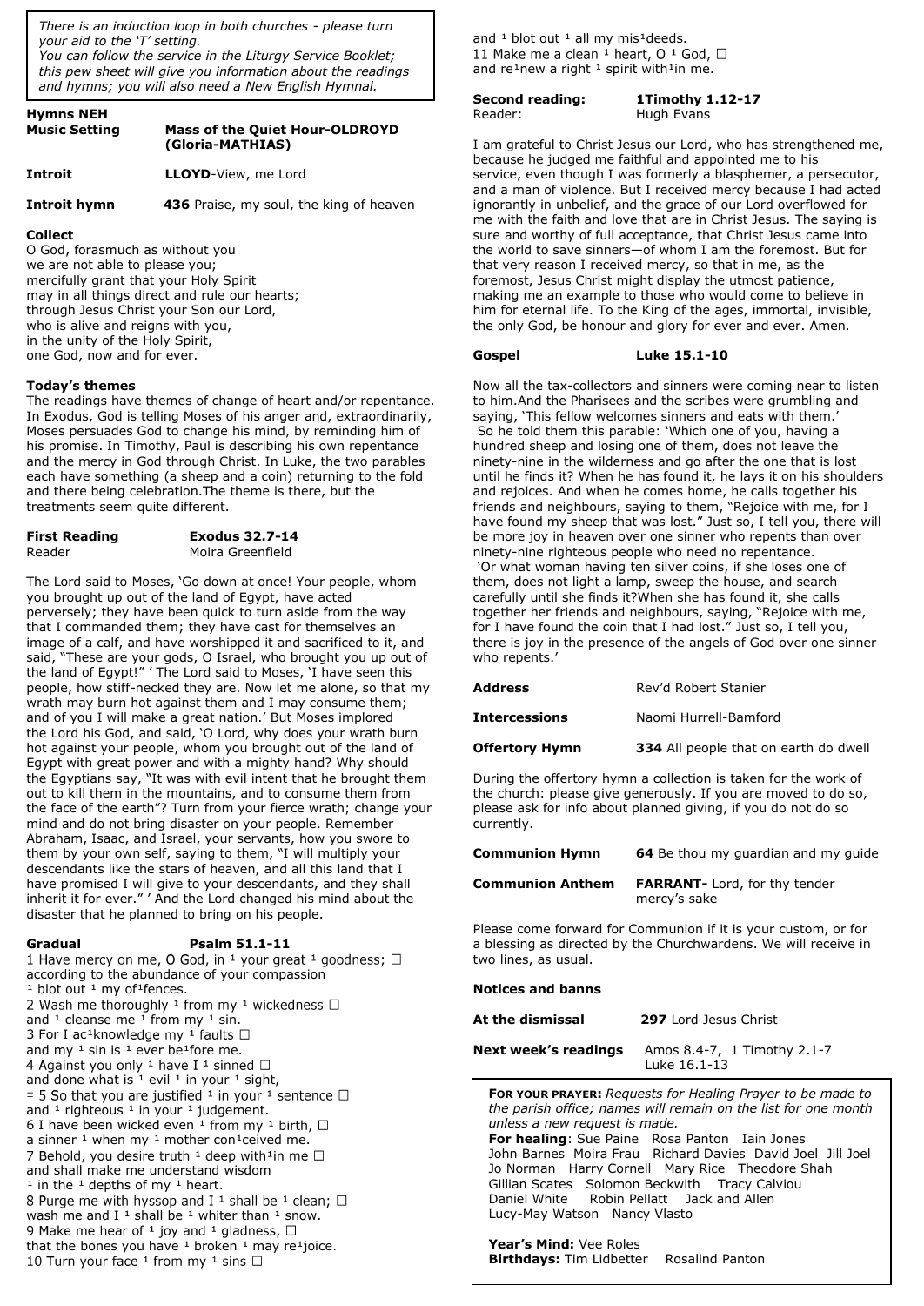*There is an induction loop in both churches - please turn your aid to the 'T' setting.*
*You can follow the service in the Liturgy Service Booklet; this pew sheet will give you information about the readings and hymns; you will also need a New English Hymnal.*

| | |
|---|---|
| **Hymns NEH** | |
| **Music Setting** | **Mass of the Quiet Hour-OLDROYD (Gloria-MATHIAS)** |
| **Introit** | **LLOYD**-View, me Lord |
| **Introit hymn** | **436** Praise, my soul, the king of heaven |

**Collect**
O God, forasmuch as without you
we are not able to please you;
mercifully grant that your Holy Spirit
may in all things direct and rule our hearts;
through Jesus Christ your Son our Lord,
who is alive and reigns with you,
in the unity of the Holy Spirit,
one God, now and for ever.

**Today's themes**
The readings have themes of change of heart and/or repentance. In Exodus, God is telling Moses of his anger and, extraordinarily, Moses persuades God to change his mind, by reminding him of his promise. In Timothy, Paul is describing his own repentance and the mercy in God through Christ. In Luke, the two parables each have something (a sheep and a coin) returning to the fold and there being celebration.The theme is there, but the treatments seem quite different.

**First Reading** **Exodus 32.7-14**
Reader Moira Greenfield

The Lord said to Moses, 'Go down at once! Your people, whom you brought up out of the land of Egypt, have acted perversely; they have been quick to turn aside from the way that I commanded them; they have cast for themselves an image of a calf, and have worshipped it and sacrificed to it, and said, "These are your gods, O Israel, who brought you up out of the land of Egypt!" ' The Lord said to Moses, 'I have seen this people, how stiff-necked they are. Now let me alone, so that my wrath may burn hot against them and I may consume them; and of you I will make a great nation.' But Moses implored the Lord his God, and said, 'O Lord, why does your wrath burn hot against your people, whom you brought out of the land of Egypt with great power and with a mighty hand? Why should the Egyptians say, "It was with evil intent that he brought them out to kill them in the mountains, and to consume them from the face of the earth"? Turn from your fierce wrath; change your mind and do not bring disaster on your people. Remember Abraham, Isaac, and Israel, your servants, how you swore to them by your own self, saying to them, "I will multiply your descendants like the stars of heaven, and all this land that I have promised I will give to your descendants, and they shall inherit it for ever." ' And the Lord changed his mind about the disaster that he planned to bring on his people.

**Gradual** **Psalm 51.1-11**
1 Have mercy on me, O God, in ¹ your great ¹ goodness; ☐
according to the abundance of your compassion
¹ blot out ¹ my of¹fences.
2 Wash me thoroughly ¹ from my ¹ wickedness ☐
and ¹ cleanse me ¹ from my ¹ sin.
3 For I ac¹knowledge my ¹ faults ☐
and my ¹ sin is ¹ ever be¹fore me.
4 Against you only ¹ have I ¹ sinned ☐
and done what is ¹ evil ¹ in your ¹ sight,
‡ 5 So that you are justified ¹ in your ¹ sentence ☐
and ¹ righteous ¹ in your ¹ judgement.
6 I have been wicked even ¹ from my ¹ birth, ☐
a sinner ¹ when my ¹ mother con¹ceived me.
7 Behold, you desire truth ¹ deep with¹in me ☐
and shall make me understand wisdom
¹ in the ¹ depths of my ¹ heart.
8 Purge me with hyssop and I ¹ shall be ¹ clean; ☐
wash me and I ¹ shall be ¹ whiter than ¹ snow.
9 Make me hear of ¹ joy and ¹ gladness, ☐
that the bones you have ¹ broken ¹ may re¹joice.
10 Turn your face ¹ from my ¹ sins ☐
and ¹ blot out ¹ all my mis¹deeds.
11 Make me a clean ¹ heart, O ¹ God, ☐
and re¹new a right ¹ spirit with¹in me.

**Second reading:** **1Timothy 1.12-17**
Reader: Hugh Evans

I am grateful to Christ Jesus our Lord, who has strengthened me, because he judged me faithful and appointed me to his service, even though I was formerly a blasphemer, a persecutor, and a man of violence. But I received mercy because I had acted ignorantly in unbelief, and the grace of our Lord overflowed for me with the faith and love that are in Christ Jesus. The saying is sure and worthy of full acceptance, that Christ Jesus came into the world to save sinners—of whom I am the foremost. But for that very reason I received mercy, so that in me, as the foremost, Jesus Christ might display the utmost patience, making me an example to those who would come to believe in him for eternal life. To the King of the ages, immortal, invisible, the only God, be honour and glory for ever and ever. Amen.

**Gospel** **Luke 15.1-10**

Now all the tax-collectors and sinners were coming near to listen to him.And the Pharisees and the scribes were grumbling and saying, 'This fellow welcomes sinners and eats with them.'
So he told them this parable: 'Which one of you, having a hundred sheep and losing one of them, does not leave the ninety-nine in the wilderness and go after the one that is lost until he finds it? When he has found it, he lays it on his shoulders and rejoices. And when he comes home, he calls together his friends and neighbours, saying to them, "Rejoice with me, for I have found my sheep that was lost." Just so, I tell you, there will be more joy in heaven over one sinner who repents than over ninety-nine righteous people who need no repentance.
'Or what woman having ten silver coins, if she loses one of them, does not light a lamp, sweep the house, and search carefully until she finds it?When she has found it, she calls together her friends and neighbours, saying, "Rejoice with me, for I have found the coin that I had lost." Just so, I tell you, there is joy in the presence of the angels of God over one sinner who repents.'

| | |
|---|---|
| **Address** | Rev'd Robert Stanier |
| **Intercessions** | Naomi Hurrell-Bamford |
| **Offertory Hymn** | **334** All people that on earth do dwell |

During the offertory hymn a collection is taken for the work of the church: please give generously. If you are moved to do so, please ask for info about planned giving, if you do not do so currently.

| | |
|---|---|
| **Communion Hymn** | **64** Be thou my guardian and my guide |
| **Communion Anthem** | **FARRANT-** Lord, for thy tender mercy's sake |

Please come forward for Communion if it is your custom, or for a blessing as directed by the Churchwardens. We will receive in two lines, as usual.

**Notices and banns**

| | |
|---|---|
| **At the dismissal** | **297** Lord Jesus Christ |
| **Next week's readings** | Amos 8.4-7, 1 Timothy 2.1-7 Luke 16.1-13 |

**FOR YOUR PRAYER:** *Requests for Healing Prayer to be made to the parish office; names will remain on the list for one month unless a new request is made.*
**For healing**: Sue Paine Rosa Panton Iain Jones John Barnes Moira Frau Richard Davies David Joel Jill Joel Jo Norman Harry Cornell Mary Rice Theodore Shah Gillian Scates Solomon Beckwith Tracy Calviou Daniel White Robin Pellatt Jack and Allen Lucy-May Watson Nancy Vlasto

**Year's Mind:** Vee Roles
**Birthdays:** Tim Lidbetter Rosalind Panton